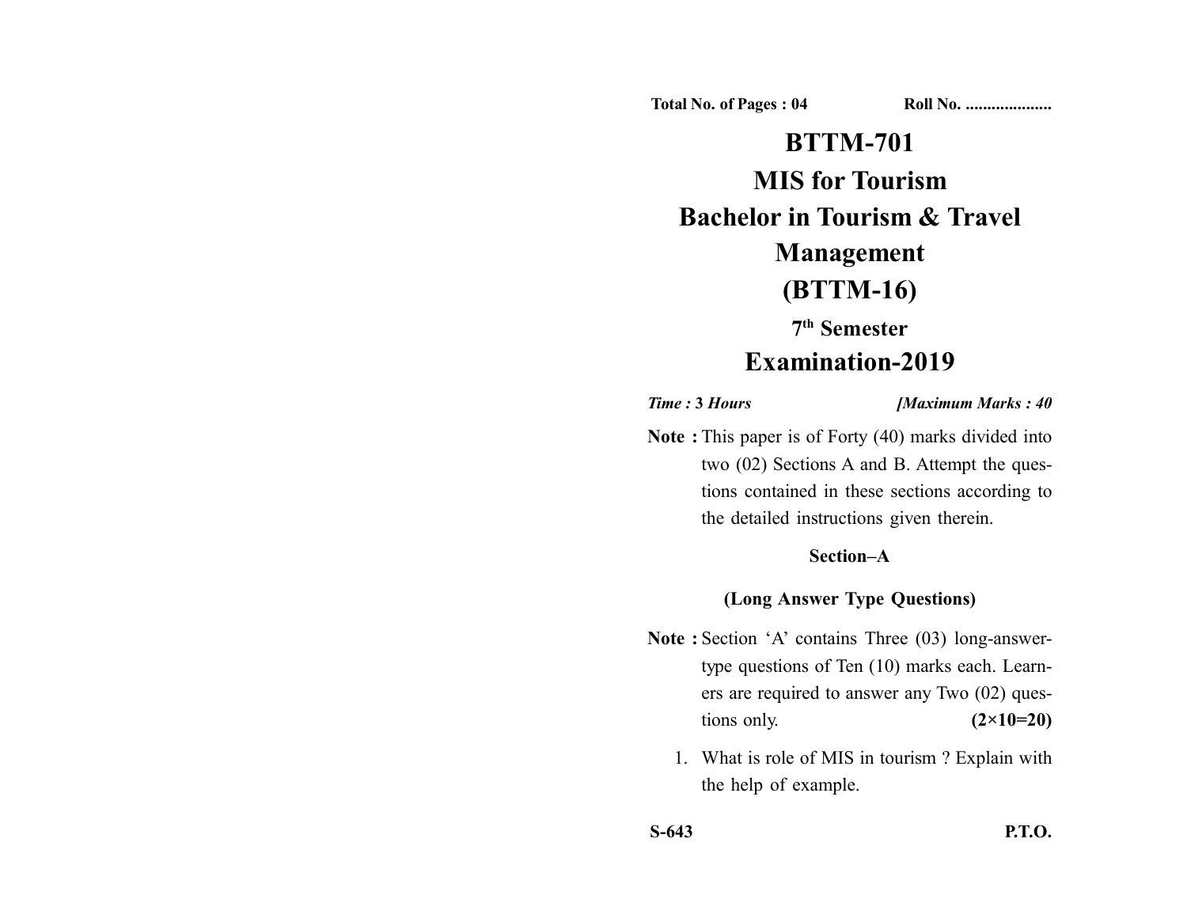Total No. of Pages : 04 Roll No. ....................

# BTTM-701

# MIS for Tourism

# Bachelor in Tourism & Travel Management

# (BTTM-16)

## 7th Semester

# Examination-2019

*Time :* **3** *Hours* *[Maximum Marks : 40*

**Note :** This paper is of Forty (40) marks divided into two (02) Sections A and B. Attempt the questions contained in these sections according to the detailed instructions given therein.

### Section–A

### (Long Answer Type Questions)

**Note :** Section 'A' contains Three (03) long-answer-type questions of Ten (10) marks each. Learners are required to answer any Two (02) questions only. **(2×10=20)**

1. What is role of MIS in tourism ? Explain with the help of example.

S-643 P.T.O.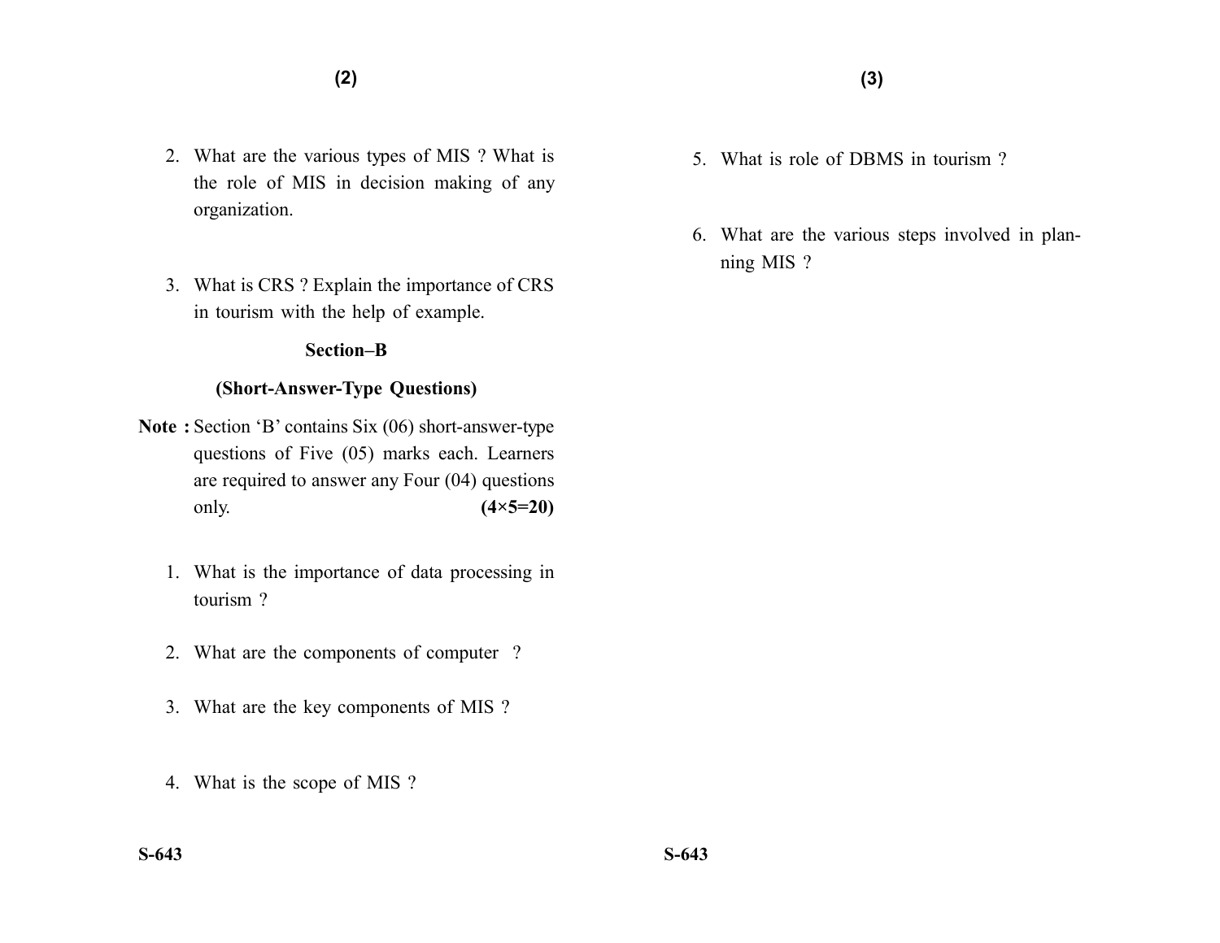2. What are the various types of MIS ? What is the role of MIS in decision making of any organization.

3. What is CRS ? Explain the importance of CRS in tourism with the help of example.

## Section–B

### (Short-Answer-Type Questions)

**Note :** Section 'B' contains Six (06) short-answer-type questions of Five (05) marks each. Learners are required to answer any Four (04) questions only. **(4×5=20)**

1. What is the importance of data processing in tourism ?

2. What are the components of computer ?

3. What are the key components of MIS ?

4. What is the scope of MIS ?

5. What is role of DBMS in tourism ?

6. What are the various steps involved in planning MIS ?